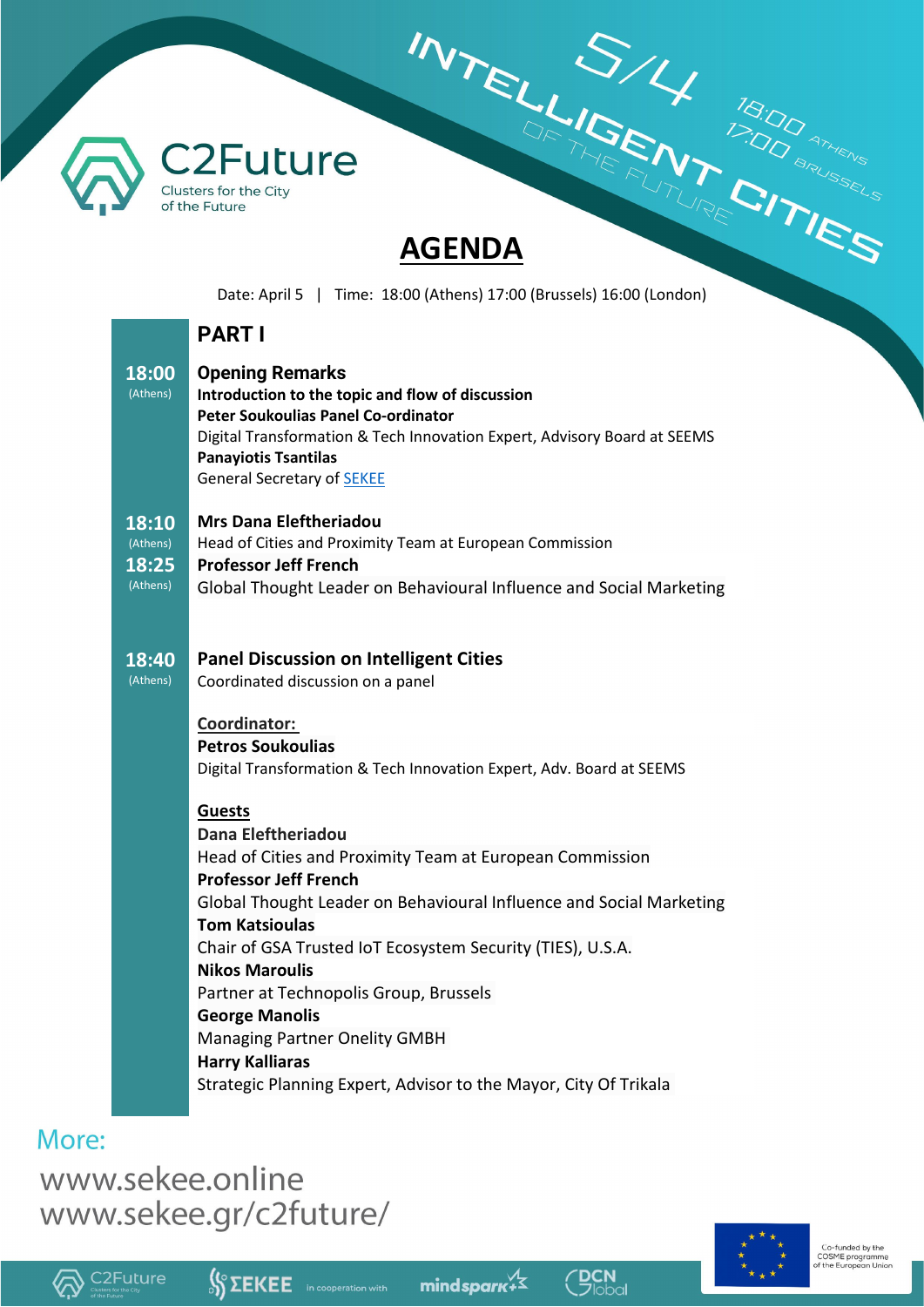C2Future

Clusters for the City of the Future

5/4 INTELLIGENT CITIES OF THE FUTURE

18:00 ATHENS
17:00 BRUSSELS

# AGENDA

Date: April 5 | Time: 18:00 (Athens) 17:00 (Brussels) 16:00 (London)

## PART I

**18:00** (Athens)

**Opening Remarks**
**Introduction to the topic and flow of discussion**
**Peter Soukoulias Panel Co-ordinator**
Digital Transformation & Tech Innovation Expert, Advisory Board at SEEMS
**Panayiotis Tsantilas**
General Secretary of SEKEE

**18:10** (Athens)

**Mrs Dana Eleftheriadou**
Head of Cities and Proximity Team at European Commission

**18:25** (Athens)

**Professor Jeff French**
Global Thought Leader on Behavioural Influence and Social Marketing

**18:40** (Athens)

**Panel Discussion on Intelligent Cities**
Coordinated discussion on a panel

**Coordinator:**
**Petros Soukoulias**
Digital Transformation & Tech Innovation Expert, Adv. Board at SEEMS

**Guests**
**Dana Eleftheriadou**
Head of Cities and Proximity Team at European Commission
**Professor Jeff French**
Global Thought Leader on Behavioural Influence and Social Marketing
**Tom Katsioulas**
Chair of GSA Trusted IoT Ecosystem Security (TIES), U.S.A.
**Nikos Maroulis**
Partner at Technopolis Group, Brussels
**George Manolis**
Managing Partner Onelity GMBH
**Harry Kalliaras**
Strategic Planning Expert, Advisor to the Mayor, City Of Trikala

More:
www.sekee.online
www.sekee.gr/c2future/

C2Future ΣΕΚΕΕ in cooperation with mindspark DCN Global

Co-funded by the COSME programme of the European Union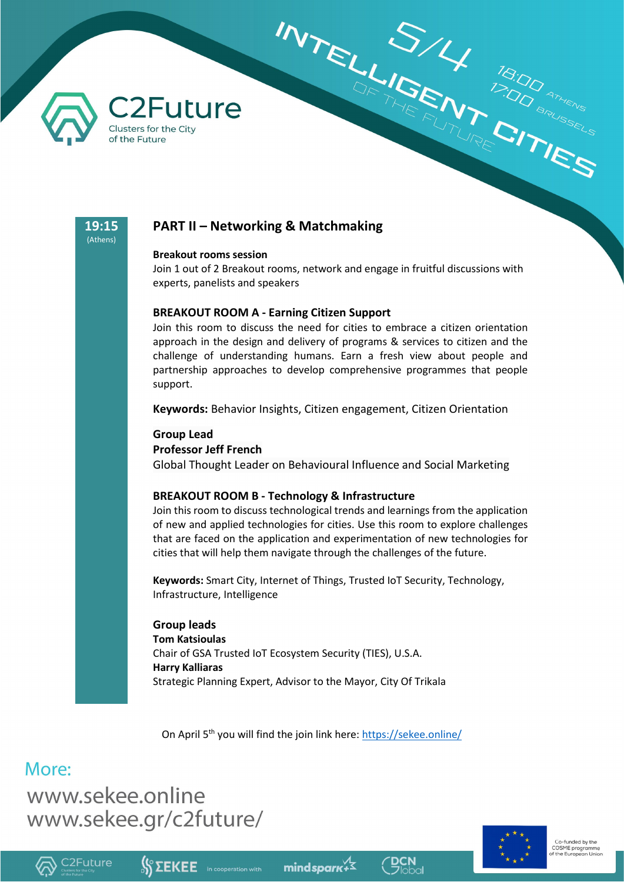# C2Future

Clusters for the City of the Future

# 5/4 INTELLIGENT CITIES OF THE FUTURE

18:00 ATHENS
17:00 BRUSSELS

**19:15** (Athens)

## PART II – Networking & Matchmaking

**Breakout rooms session**

Join 1 out of 2 Breakout rooms, network and engage in fruitful discussions with experts, panelists and speakers

**BREAKOUT ROOM A - Earning Citizen Support**

Join this room to discuss the need for cities to embrace a citizen orientation approach in the design and delivery of programs & services to citizen and the challenge of understanding humans. Earn a fresh view about people and partnership approaches to develop comprehensive programmes that people support.

**Keywords:** Behavior Insights, Citizen engagement, Citizen Orientation

**Group Lead**
**Professor Jeff French**
Global Thought Leader on Behavioural Influence and Social Marketing

**BREAKOUT ROOM B - Technology & Infrastructure**

Join this room to discuss technological trends and learnings from the application of new and applied technologies for cities. Use this room to explore challenges that are faced on the application and experimentation of new technologies for cities that will help them navigate through the challenges of the future.

**Keywords:** Smart City, Internet of Things, Trusted IoT Security, Technology, Infrastructure, Intelligence

**Group leads**
**Tom Katsioulas**
Chair of GSA Trusted IoT Ecosystem Security (TIES), U.S.A.
**Harry Kalliaras**
Strategic Planning Expert, Advisor to the Mayor, City Of Trikala

On April 5th you will find the join link here: https://sekee.online/

More:
www.sekee.online
www.sekee.gr/c2future/

C2Future — ΣΕΚΕΕ in cooperation with mindspark — DCN Global

Co-funded by the COSME programme of the European Union